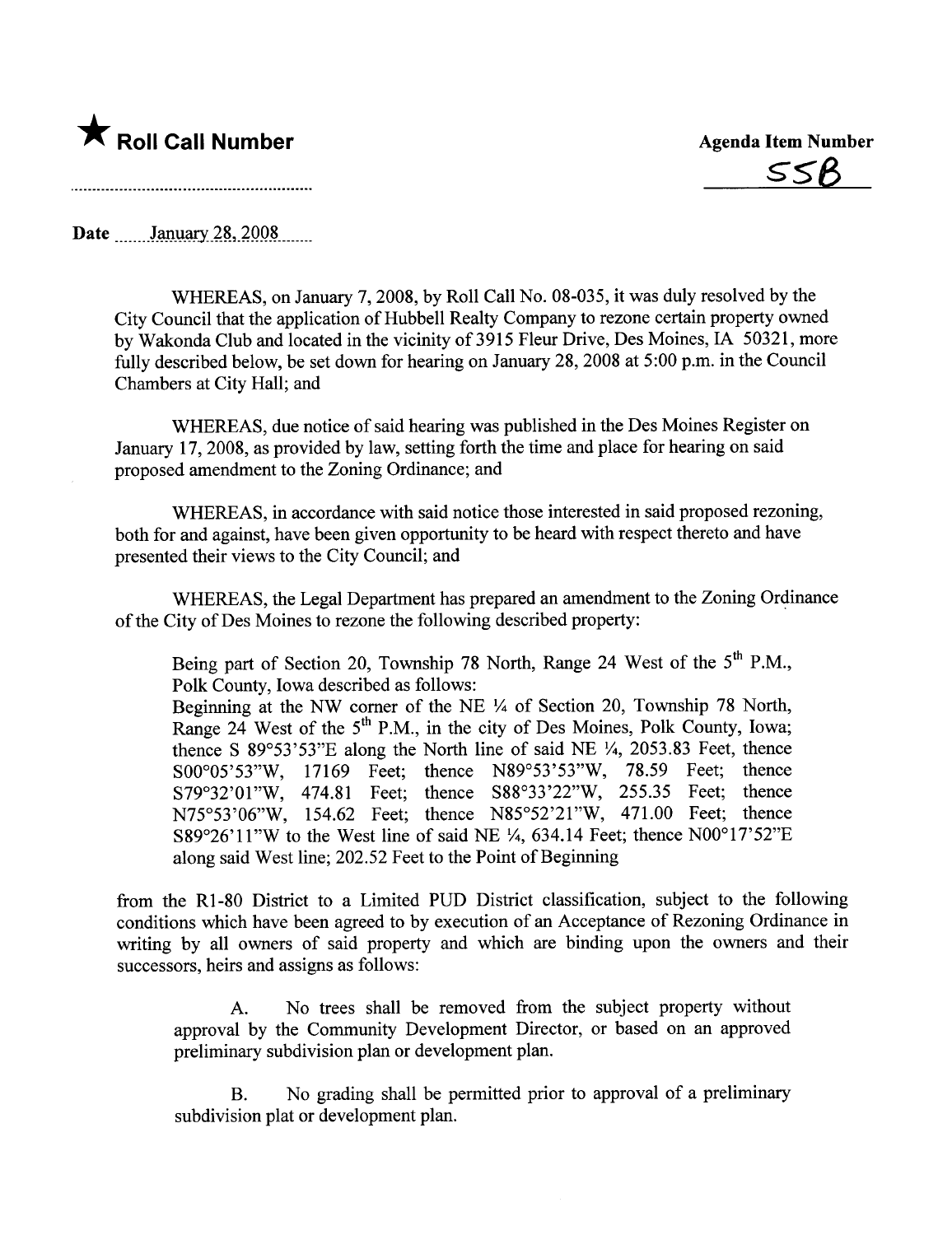★ **Roll Call Number**

**Agenda Item Number**

55B

Date January 28, 2008

WHEREAS, on January 7, 2008, by Roll Call No. 08-035, it was duly resolved by the City Council that the application of Hubbell Realty Company to rezone certain property owned by Wakonda Club and located in the vicinity of 3915 Fleur Drive, Des Moines, IA 50321, more fully described below, be set down for hearing on January 28, 2008 at 5:00 p.m. in the Council Chambers at City Hall; and

WHEREAS, due notice of said hearing was published in the Des Moines Register on January 17, 2008, as provided by law, setting forth the time and place for hearing on said proposed amendment to the Zoning Ordinance; and

WHEREAS, in accordance with said notice those interested in said proposed rezoning, both for and against, have been given opportunity to be heard with respect thereto and have presented their views to the City Council; and

WHEREAS, the Legal Department has prepared an amendment to the Zoning Ordinance of the City of Des Moines to rezone the following described property:

> Being part of Section 20, Township 78 North, Range 24 West of the 5th P.M., Polk County, Iowa described as follows:
> Beginning at the NW corner of the NE ¼ of Section 20, Township 78 North, Range 24 West of the 5th P.M., in the city of Des Moines, Polk County, Iowa; thence S 89°53'53"E along the North line of said NE ¼, 2053.83 Feet, thence S00°05'53"W, 17169 Feet; thence N89°53'53"W, 78.59 Feet; thence S79°32'01"W, 474.81 Feet; thence S88°33'22"W, 255.35 Feet; thence N75°53'06"W, 154.62 Feet; thence N85°52'21"W, 471.00 Feet; thence S89°26'11"W to the West line of said NE ¼, 634.14 Feet; thence N00°17'52"E along said West line; 202.52 Feet to the Point of Beginning

from the R1-80 District to a Limited PUD District classification, subject to the following conditions which have been agreed to by execution of an Acceptance of Rezoning Ordinance in writing by all owners of said property and which are binding upon the owners and their successors, heirs and assigns as follows:

> A. No trees shall be removed from the subject property without approval by the Community Development Director, or based on an approved preliminary subdivision plan or development plan.
>
> B. No grading shall be permitted prior to approval of a preliminary subdivision plat or development plan.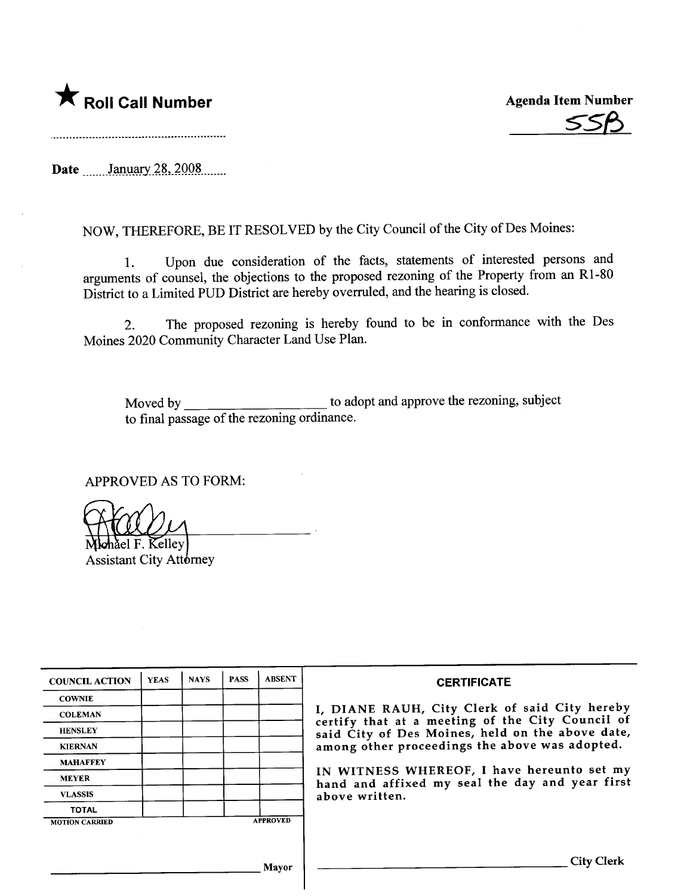★ **Roll Call Number**

..........................................................

**Agenda Item Number**

55B

**Date** January 28, 2008

NOW, THEREFORE, BE IT RESOLVED by the City Council of the City of Des Moines:

1. Upon due consideration of the facts, statements of interested persons and arguments of counsel, the objections to the proposed rezoning of the Property from an R1-80 District to a Limited PUD District are hereby overruled, and the hearing is closed.

2. The proposed rezoning is hereby found to be in conformance with the Des Moines 2020 Community Character Land Use Plan.

Moved by ____________________ to adopt and approve the rezoning, subject to final passage of the rezoning ordinance.

APPROVED AS TO FORM:

Michael F. Kelley
Assistant City Attorney

| COUNCIL ACTION | YEAS | NAYS | PASS | ABSENT |
|---|---|---|---|---|
| COWNIE | | | | |
| COLEMAN | | | | |
| HENSLEY | | | | |
| KIERNAN | | | | |
| MAHAFFEY | | | | |
| MEYER | | | | |
| VLASSIS | | | | |
| TOTAL | | | | |
| MOTION CARRIED | | | | APPROVED |

______________________________ Mayor

**CERTIFICATE**

I, DIANE RAUH, City Clerk of said City hereby certify that at a meeting of the City Council of said City of Des Moines, held on the above date, among other proceedings the above was adopted.

IN WITNESS WHEREOF, I have hereunto set my hand and affixed my seal the day and year first above written.

______________________________ City Clerk